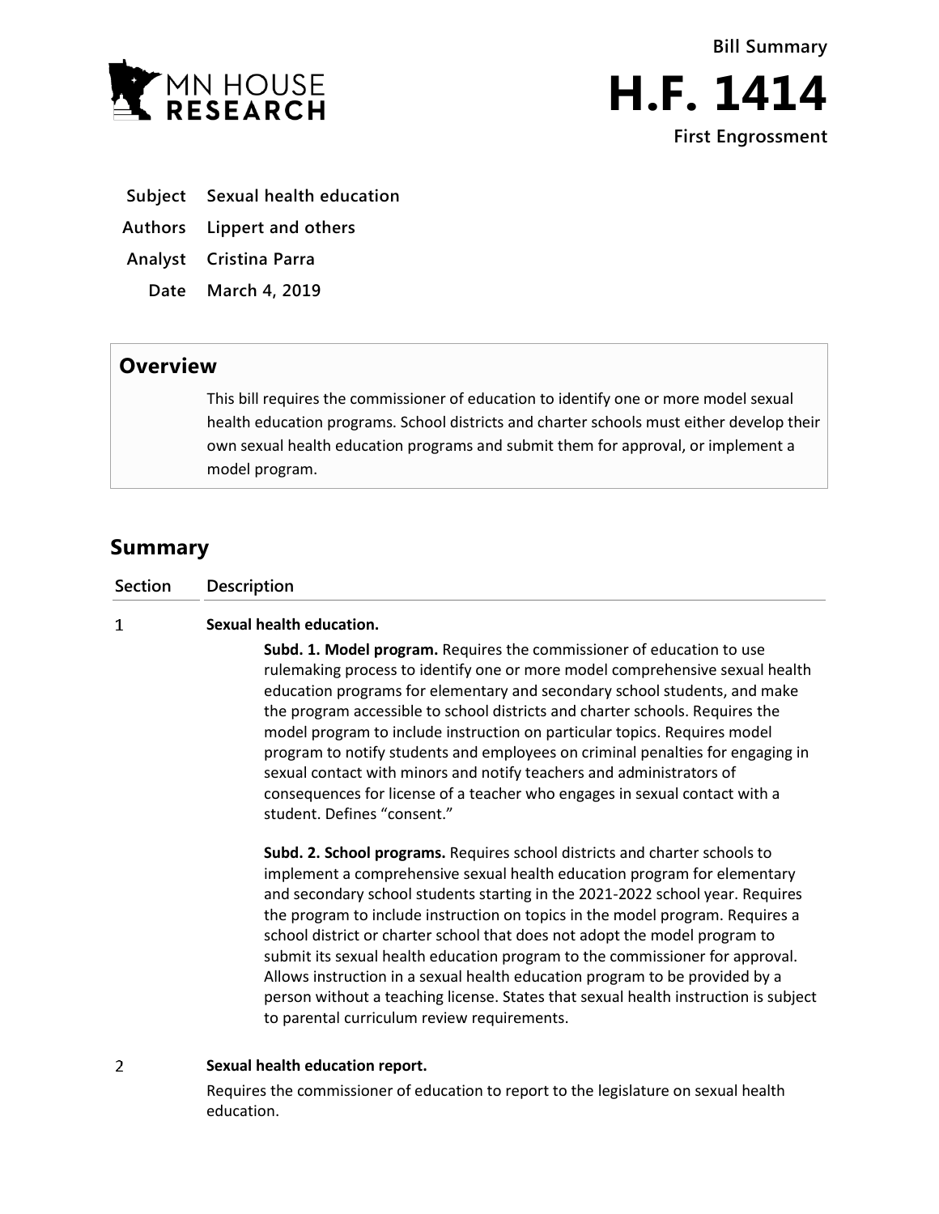**Bill Summary**

# H.F. 1414

**First Engrossment**

| | |
|---|---|
| **Subject** | **Sexual health education** |
| **Authors** | **Lippert and others** |
| **Analyst** | **Cristina Parra** |
| **Date** | **March 4, 2019** |

## Overview

This bill requires the commissioner of education to identify one or more model sexual health education programs. School districts and charter schools must either develop their own sexual health education programs and submit them for approval, or implement a model program.

## Summary

| Section | Description |
|---|---|
| 1 | **Sexual health education.**<br><br>**Subd. 1. Model program.** Requires the commissioner of education to use rulemaking process to identify one or more model comprehensive sexual health education programs for elementary and secondary school students, and make the program accessible to school districts and charter schools. Requires the model program to include instruction on particular topics. Requires model program to notify students and employees on criminal penalties for engaging in sexual contact with minors and notify teachers and administrators of consequences for license of a teacher who engages in sexual contact with a student. Defines "consent."<br><br>**Subd. 2. School programs.** Requires school districts and charter schools to implement a comprehensive sexual health education program for elementary and secondary school students starting in the 2021-2022 school year. Requires the program to include instruction on topics in the model program. Requires a school district or charter school that does not adopt the model program to submit its sexual health education program to the commissioner for approval. Allows instruction in a sexual health education program to be provided by a person without a teaching license. States that sexual health instruction is subject to parental curriculum review requirements. |
| 2 | **Sexual health education report.**<br><br>Requires the commissioner of education to report to the legislature on sexual health education. |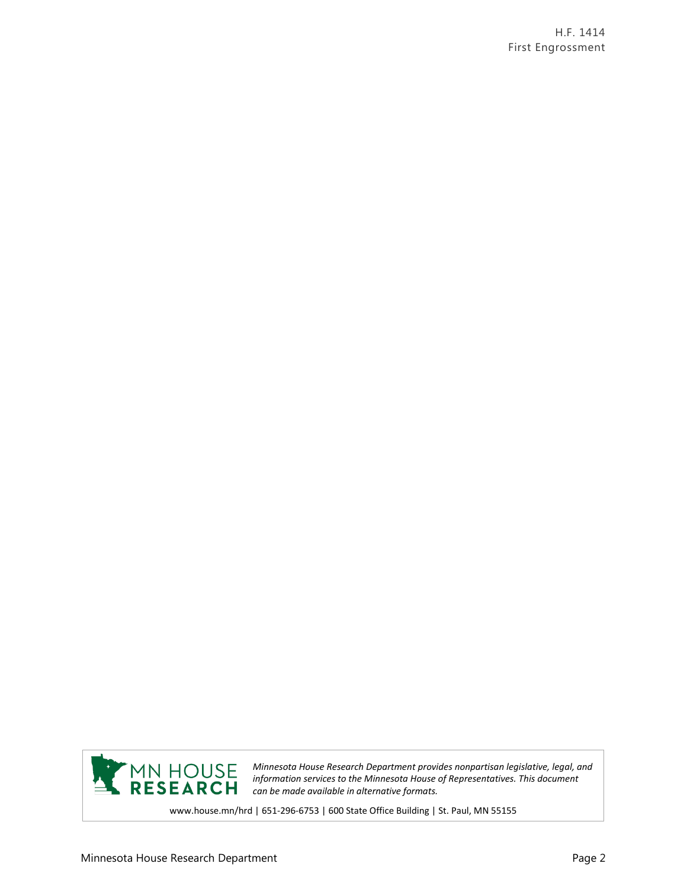MN HOUSE RESEARCH

*Minnesota House Research Department provides nonpartisan legislative, legal, and information services to the Minnesota House of Representatives. This document can be made available in alternative formats.*

www.house.mn/hrd | 651-296-6753 | 600 State Office Building | St. Paul, MN 55155